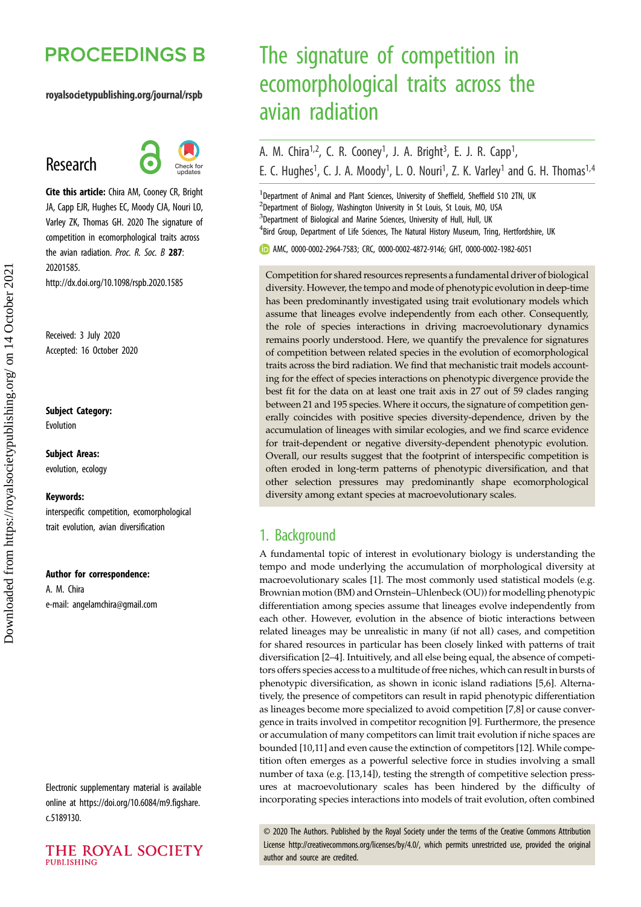# The signature of competition in ecomorphological traits across the avian radiation

A. M. Chira[1,2], C. R. Cooney[1], J. A. Bright[3], E. J. R. Capp[1], E. C. Hughes[1], C. J. A. Moody[1], L. O. Nouri[1], Z. K. Varley[1] and G. H. Thomas[1,4]

[1]Department of Animal and Plant Sciences, University of Sheffield, Sheffield S10 2TN, UK
[2]Department of Biology, Washington University in St Louis, St Louis, MO, USA
[3]Department of Biological and Marine Sciences, University of Hull, Hull, UK
[4]Bird Group, Department of Life Sciences, The Natural History Museum, Tring, Hertfordshire, UK

AMC, 0000-0002-2964-7583; CRC, 0000-0002-4872-9146; GHT, 0000-0002-1982-6051

Research

**Cite this article:** Chira AM, Cooney CR, Bright JA, Capp EJR, Hughes EC, Moody CJA, Nouri LO, Varley ZK, Thomas GH. 2020 The signature of competition in ecomorphological traits across the avian radiation. *Proc. R. Soc. B* **287**: 20201585.
http://dx.doi.org/10.1098/rspb.2020.1585

Received: 3 July 2020
Accepted: 16 October 2020

**Subject Category:**
Evolution

**Subject Areas:**
evolution, ecology

**Keywords:**
interspecific competition, ecomorphological trait evolution, avian diversification

**Author for correspondence:**
A. M. Chira
e-mail: angelamchira@gmail.com

Electronic supplementary material is available online at https://doi.org/10.6084/m9.figshare.c.5189130.

Competition for shared resources represents a fundamental driver of biological diversity. However, the tempo and mode of phenotypic evolution in deep-time has been predominantly investigated using trait evolutionary models which assume that lineages evolve independently from each other. Consequently, the role of species interactions in driving macroevolutionary dynamics remains poorly understood. Here, we quantify the prevalence for signatures of competition between related species in the evolution of ecomorphological traits across the bird radiation. We find that mechanistic trait models accounting for the effect of species interactions on phenotypic divergence provide the best fit for the data on at least one trait axis in 27 out of 59 clades ranging between 21 and 195 species. Where it occurs, the signature of competition generally coincides with positive species diversity-dependence, driven by the accumulation of lineages with similar ecologies, and we find scarce evidence for trait-dependent or negative diversity-dependent phenotypic evolution. Overall, our results suggest that the footprint of interspecific competition is often eroded in long-term patterns of phenotypic diversification, and that other selection pressures may predominantly shape ecomorphological diversity among extant species at macroevolutionary scales.

## 1. Background

A fundamental topic of interest in evolutionary biology is understanding the tempo and mode underlying the accumulation of morphological diversity at macroevolutionary scales [1]. The most commonly used statistical models (e.g. Brownian motion (BM) and Ornstein–Uhlenbeck (OU)) for modelling phenotypic differentiation among species assume that lineages evolve independently from each other. However, evolution in the absence of biotic interactions between related lineages may be unrealistic in many (if not all) cases, and competition for shared resources in particular has been closely linked with patterns of trait diversification [2–4]. Intuitively, and all else being equal, the absence of competitors offers species access to a multitude of free niches, which can result in bursts of phenotypic diversification, as shown in iconic island radiations [5,6]. Alternatively, the presence of competitors can result in rapid phenotypic differentiation as lineages become more specialized to avoid competition [7,8] or cause convergence in traits involved in competitor recognition [9]. Furthermore, the presence or accumulation of many competitors can limit trait evolution if niche spaces are bounded [10,11] and even cause the extinction of competitors [12]. While competition often emerges as a powerful selective force in studies involving a small number of taxa (e.g. [13,14]), testing the strength of competitive selection pressures at macroevolutionary scales has been hindered by the difficulty of incorporating species interactions into models of trait evolution, often combined

© 2020 The Authors. Published by the Royal Society under the terms of the Creative Commons Attribution License http://creativecommons.org/licenses/by/4.0/, which permits unrestricted use, provided the original author and source are credited.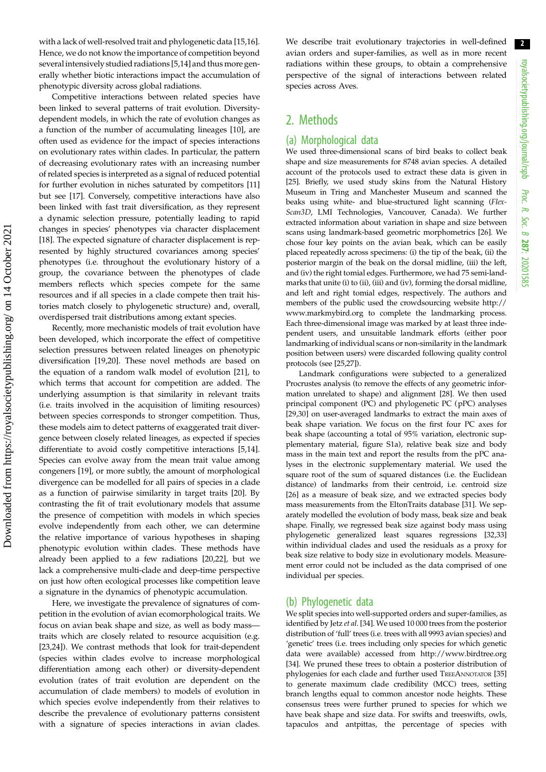with a lack of well-resolved trait and phylogenetic data [15,16]. Hence, we do not know the importance of competition beyond several intensively studied radiations [5,14] and thus more generally whether biotic interactions impact the accumulation of phenotypic diversity across global radiations.

Competitive interactions between related species have been linked to several patterns of trait evolution. Diversity-dependent models, in which the rate of evolution changes as a function of the number of accumulating lineages [10], are often used as evidence for the impact of species interactions on evolutionary rates within clades. In particular, the pattern of decreasing evolutionary rates with an increasing number of related species is interpreted as a signal of reduced potential for further evolution in niches saturated by competitors [11] but see [17]. Conversely, competitive interactions have also been linked with fast trait diversification, as they represent a dynamic selection pressure, potentially leading to rapid changes in species' phenotypes via character displacement [18]. The expected signature of character displacement is represented by highly structured covariances among species' phenotypes (i.e. throughout the evolutionary history of a group, the covariance between the phenotypes of clade members reflects which species compete for the same resources and if all species in a clade compete then trait histories match closely to phylogenetic structure) and, overall, overdispersed trait distributions among extant species.

Recently, more mechanistic models of trait evolution have been developed, which incorporate the effect of competitive selection pressures between related lineages on phenotypic diversification [19,20]. These novel methods are based on the equation of a random walk model of evolution [21], to which terms that account for competition are added. The underlying assumption is that similarity in relevant traits (i.e. traits involved in the acquisition of limiting resources) between species corresponds to stronger competition. Thus, these models aim to detect patterns of exaggerated trait divergence between closely related lineages, as expected if species differentiate to avoid costly competitive interactions [5,14]. Species can evolve away from the mean trait value among congeners [19], or more subtly, the amount of morphological divergence can be modelled for all pairs of species in a clade as a function of pairwise similarity in target traits [20]. By contrasting the fit of trait evolutionary models that assume the presence of competition with models in which species evolve independently from each other, we can determine the relative importance of various hypotheses in shaping phenotypic evolution within clades. These methods have already been applied to a few radiations [20,22], but we lack a comprehensive multi-clade and deep-time perspective on just how often ecological processes like competition leave a signature in the dynamics of phenotypic accumulation.

Here, we investigate the prevalence of signatures of competition in the evolution of avian ecomorphological traits. We focus on avian beak shape and size, as well as body mass—traits which are closely related to resource acquisition (e.g. [23,24]). We contrast methods that look for trait-dependent (species within clades evolve to increase morphological differentiation among each other) or diversity-dependent evolution (rates of trait evolution are dependent on the accumulation of clade members) to models of evolution in which species evolve independently from their relatives to describe the prevalence of evolutionary patterns consistent with a signature of species interactions in avian clades. We describe trait evolutionary trajectories in well-defined avian orders and super-families, as well as in more recent radiations within these groups, to obtain a comprehensive perspective of the signal of interactions between related species across Aves.

## 2. Methods

### (a) Morphological data

We used three-dimensional scans of bird beaks to collect beak shape and size measurements for 8748 avian species. A detailed account of the protocols used to extract these data is given in [25]. Briefly, we used study skins from the Natural History Museum in Tring and Manchester Museum and scanned the beaks using white- and blue-structured light scanning (*Flex-Scan3D*, LMI Technologies, Vancouver, Canada). We further extracted information about variation in shape and size between scans using landmark-based geometric morphometrics [26]. We chose four key points on the avian beak, which can be easily placed repeatedly across specimens: (i) the tip of the beak, (ii) the posterior margin of the beak on the dorsal midline, (iii) the left, and (iv) the right tomial edges. Furthermore, we had 75 semi-landmarks that unite (i) to (ii), (iii) and (iv), forming the dorsal midline, and left and right tomial edges, respectively. The authors and members of the public used the crowdsourcing website http://www.markmybird.org to complete the landmarking process. Each three-dimensional image was marked by at least three independent users, and unsuitable landmark efforts (either poor landmarking of individual scans or non-similarity in the landmark position between users) were discarded following quality control protocols (see [25,27]).

Landmark configurations were subjected to a generalized Procrustes analysis (to remove the effects of any geometric information unrelated to shape) and alignment [28]. We then used principal component (PC) and phylogenetic PC (pPC) analyses [29,30] on user-averaged landmarks to extract the main axes of beak shape variation. We focus on the first four PC axes for beak shape (accounting a total of 95% variation, electronic supplementary material, figure S1a), relative beak size and body mass in the main text and report the results from the pPC analyses in the electronic supplementary material. We used the square root of the sum of squared distances (i.e. the Euclidean distance) of landmarks from their centroid, i.e. centroid size [26] as a measure of beak size, and we extracted species body mass measurements from the EltonTraits database [31]. We separately modelled the evolution of body mass, beak size and beak shape. Finally, we regressed beak size against body mass using phylogenetic generalized least squares regressions [32,33] within individual clades and used the residuals as a proxy for beak size relative to body size in evolutionary models. Measurement error could not be included as the data comprised of one individual per species.

### (b) Phylogenetic data

We split species into well-supported orders and super-families, as identified by Jetz *et al*. [34]. We used 10 000 trees from the posterior distribution of 'full' trees (i.e. trees with all 9993 avian species) and 'genetic' trees (i.e. trees including only species for which genetic data were available) accessed from http://www.birdtree.org [34]. We pruned these trees to obtain a posterior distribution of phylogenies for each clade and further used TreeAnnotator [35] to generate maximum clade credibility (MCC) trees, setting branch lengths equal to common ancestor node heights. These consensus trees were further pruned to species for which we have beak shape and size data. For swifts and treeswifts, owls, tapaculos and antpittas, the percentage of species with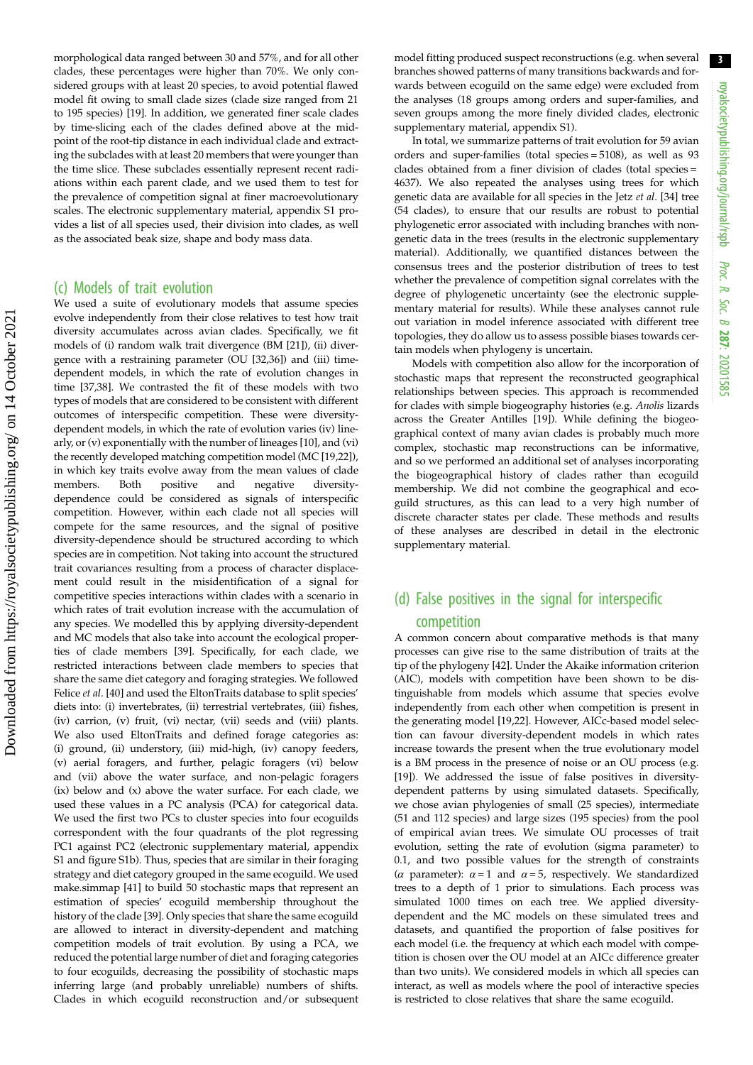morphological data ranged between 30 and 57%, and for all other clades, these percentages were higher than 70%. We only considered groups with at least 20 species, to avoid potential flawed model fit owing to small clade sizes (clade size ranged from 21 to 195 species) [19]. In addition, we generated finer scale clades by time-slicing each of the clades defined above at the midpoint of the root-tip distance in each individual clade and extracting the subclades with at least 20 members that were younger than the time slice. These subclades essentially represent recent radiations within each parent clade, and we used them to test for the prevalence of competition signal at finer macroevolutionary scales. The electronic supplementary material, appendix S1 provides a list of all species used, their division into clades, as well as the associated beak size, shape and body mass data.

## (c) Models of trait evolution

We used a suite of evolutionary models that assume species evolve independently from their close relatives to test how trait diversity accumulates across avian clades. Specifically, we fit models of (i) random walk trait divergence (BM [21]), (ii) divergence with a restraining parameter (OU [32,36]) and (iii) time-dependent models, in which the rate of evolution changes in time [37,38]. We contrasted the fit of these models with two types of models that are considered to be consistent with different outcomes of interspecific competition. These were diversity-dependent models, in which the rate of evolution varies (iv) linearly, or (v) exponentially with the number of lineages [10], and (vi) the recently developed matching competition model (MC [19,22]), in which key traits evolve away from the mean values of clade members. Both positive and negative diversity-dependence could be considered as signals of interspecific competition. However, within each clade not all species will compete for the same resources, and the signal of positive diversity-dependence should be structured according to which species are in competition. Not taking into account the structured trait covariances resulting from a process of character displacement could result in the misidentification of a signal for competitive species interactions within clades with a scenario in which rates of trait evolution increase with the accumulation of any species. We modelled this by applying diversity-dependent and MC models that also take into account the ecological properties of clade members [39]. Specifically, for each clade, we restricted interactions between clade members to species that share the same diet category and foraging strategies. We followed Felice *et al*. [40] and used the EltonTraits database to split species' diets into: (i) invertebrates, (ii) terrestrial vertebrates, (iii) fishes, (iv) carrion, (v) fruit, (vi) nectar, (vii) seeds and (viii) plants. We also used EltonTraits and defined forage categories as: (i) ground, (ii) understory, (iii) mid-high, (iv) canopy feeders, (v) aerial foragers, and further, pelagic foragers (vi) below and (vii) above the water surface, and non-pelagic foragers (ix) below and (x) above the water surface. For each clade, we used these values in a PC analysis (PCA) for categorical data. We used the first two PCs to cluster species into four ecoguilds correspondent with the four quadrants of the plot regressing PC1 against PC2 (electronic supplementary material, appendix S1 and figure S1b). Thus, species that are similar in their foraging strategy and diet category grouped in the same ecoguild. We used make.simmap [41] to build 50 stochastic maps that represent an estimation of species' ecoguild membership throughout the history of the clade [39]. Only species that share the same ecoguild are allowed to interact in diversity-dependent and matching competition models of trait evolution. By using a PCA, we reduced the potential large number of diet and foraging categories to four ecoguilds, decreasing the possibility of stochastic maps inferring large (and probably unreliable) numbers of shifts. Clades in which ecoguild reconstruction and/or subsequent model fitting produced suspect reconstructions (e.g. when several branches showed patterns of many transitions backwards and forwards between ecoguild on the same edge) were excluded from the analyses (18 groups among orders and super-families, and seven groups among the more finely divided clades, electronic supplementary material, appendix S1).

In total, we summarize patterns of trait evolution for 59 avian orders and super-families (total species = 5108), as well as 93 clades obtained from a finer division of clades (total species = 4637). We also repeated the analyses using trees for which genetic data are available for all species in the Jetz *et al*. [34] tree (54 clades), to ensure that our results are robust to potential phylogenetic error associated with including branches with non-genetic data in the trees (results in the electronic supplementary material). Additionally, we quantified distances between the consensus trees and the posterior distribution of trees to test whether the prevalence of competition signal correlates with the degree of phylogenetic uncertainty (see the electronic supplementary material for results). While these analyses cannot rule out variation in model inference associated with different tree topologies, they do allow us to assess possible biases towards certain models when phylogeny is uncertain.

Models with competition also allow for the incorporation of stochastic maps that represent the reconstructed geographical relationships between species. This approach is recommended for clades with simple biogeography histories (e.g. *Anolis* lizards across the Greater Antilles [19]). While defining the biogeographical context of many avian clades is probably much more complex, stochastic map reconstructions can be informative, and so we performed an additional set of analyses incorporating the biogeographical history of clades rather than ecoguild membership. We did not combine the geographical and ecoguild structures, as this can lead to a very high number of discrete character states per clade. These methods and results of these analyses are described in detail in the electronic supplementary material.

## (d) False positives in the signal for interspecific competition

A common concern about comparative methods is that many processes can give rise to the same distribution of traits at the tip of the phylogeny [42]. Under the Akaike information criterion (AIC), models with competition have been shown to be distinguishable from models which assume that species evolve independently from each other when competition is present in the generating model [19,22]. However, AICc-based model selection can favour diversity-dependent models in which rates increase towards the present when the true evolutionary model is a BM process in the presence of noise or an OU process (e.g. [19]). We addressed the issue of false positives in diversity-dependent patterns by using simulated datasets. Specifically, we chose avian phylogenies of small (25 species), intermediate (51 and 112 species) and large sizes (195 species) from the pool of empirical avian trees. We simulate OU processes of trait evolution, setting the rate of evolution (sigma parameter) to 0.1, and two possible values for the strength of constraints ($\alpha$ parameter): $\alpha = 1$ and $\alpha = 5$, respectively. We standardized trees to a depth of 1 prior to simulations. Each process was simulated 1000 times on each tree. We applied diversity-dependent and the MC models on these simulated trees and datasets, and quantified the proportion of false positives for each model (i.e. the frequency at which each model with competition is chosen over the OU model at an AICc difference greater than two units). We considered models in which all species can interact, as well as models where the pool of interactive species is restricted to close relatives that share the same ecoguild.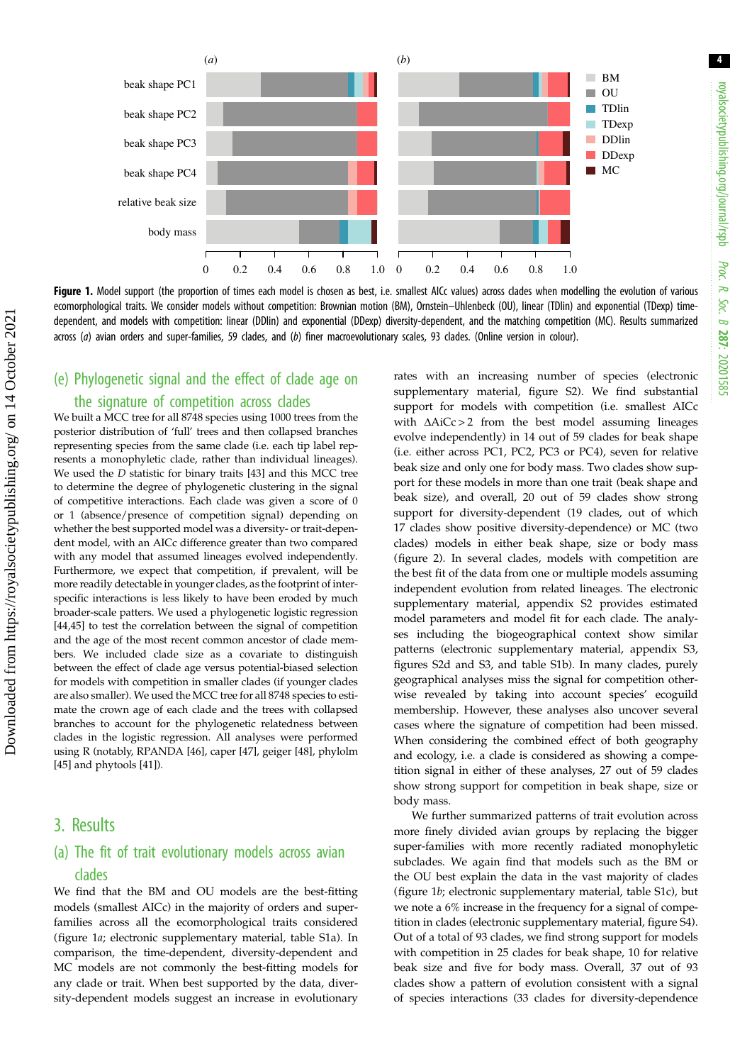**Figure 1.** Model support (the proportion of times each model is chosen as best, i.e. smallest AICc values) across clades when modelling the evolution of various ecomorphological traits. We consider models without competition: Brownian motion (BM), Ornstein–Uhlenbeck (OU), linear (TDlin) and exponential (TDexp) time-dependent, and models with competition: linear (DDlin) and exponential (DDexp) diversity-dependent, and the matching competition (MC). Results summarized across (*a*) avian orders and super-families, 59 clades, and (*b*) finer macroevolutionary scales, 93 clades. (Online version in colour).

## (e) Phylogenetic signal and the effect of clade age on the signature of competition across clades

We built a MCC tree for all 8748 species using 1000 trees from the posterior distribution of 'full' trees and then collapsed branches representing species from the same clade (i.e. each tip label represents a monophyletic clade, rather than individual lineages). We used the *D* statistic for binary traits [43] and this MCC tree to determine the degree of phylogenetic clustering in the signal of competitive interactions. Each clade was given a score of 0 or 1 (absence/presence of competition signal) depending on whether the best supported model was a diversity- or trait-dependent model, with an AICc difference greater than two compared with any model that assumed lineages evolved independently. Furthermore, we expect that competition, if prevalent, will be more readily detectable in younger clades, as the footprint of interspecific interactions is less likely to have been eroded by much broader-scale patterns. We used a phylogenetic logistic regression [44,45] to test the correlation between the signal of competition and the age of the most recent common ancestor of clade members. We included clade size as a covariate to distinguish between the effect of clade age versus potential-biased selection for models with competition in smaller clades (if younger clades are also smaller). We used the MCC tree for all 8748 species to estimate the crown age of each clade and the trees with collapsed branches to account for the phylogenetic relatedness between clades in the logistic regression. All analyses were performed using R (notably, RPANDA [46], caper [47], geiger [48], phylolm [45] and phytools [41]).

# 3. Results

## (a) The fit of trait evolutionary models across avian clades

We find that the BM and OU models are the best-fitting models (smallest AICc) in the majority of orders and super-families across all the ecomorphological traits considered (figure 1*a*; electronic supplementary material, table S1a). In comparison, the time-dependent, diversity-dependent and MC models are not commonly the best-fitting models for any clade or trait. When best supported by the data, diversity-dependent models suggest an increase in evolutionary rates with an increasing number of species (electronic supplementary material, figure S2). We find substantial support for models with competition (i.e. smallest AICc with $\Delta$AiCc > 2 from the best model assuming lineages evolve independently) in 14 out of 59 clades for beak shape (i.e. either across PC1, PC2, PC3 or PC4), seven for relative beak size and only one for body mass. Two clades show support for these models in more than one trait (beak shape and beak size), and overall, 20 out of 59 clades show strong support for diversity-dependent (19 clades, out of which 17 clades show positive diversity-dependence) or MC (two clades) models in either beak shape, size or body mass (figure 2). In several clades, models with competition are the best fit of the data from one or multiple models assuming independent evolution from related lineages. The electronic supplementary material, appendix S2 provides estimated model parameters and model fit for each clade. The analyses including the biogeographical context show similar patterns (electronic supplementary material, appendix S3, figures S2d and S3, and table S1b). In many clades, purely geographical analyses miss the signal for competition otherwise revealed by taking into account species' ecoguild membership. However, these analyses also uncover several cases where the signature of competition had been missed. When considering the combined effect of both geography and ecology, i.e. a clade is considered as showing a competition signal in either of these analyses, 27 out of 59 clades show strong support for competition in beak shape, size or body mass.

We further summarized patterns of trait evolution across more finely divided avian groups by replacing the bigger super-families with more recently radiated monophyletic subclades. We again find that models such as the BM or the OU best explain the data in the vast majority of clades (figure 1*b*; electronic supplementary material, table S1c), but we note a 6% increase in the frequency for a signal of competition in clades (electronic supplementary material, figure S4). Out of a total of 93 clades, we find strong support for models with competition in 25 clades for beak shape, 10 for relative beak size and five for body mass. Overall, 37 out of 93 clades show a pattern of evolution consistent with a signal of species interactions (33 clades for diversity-dependence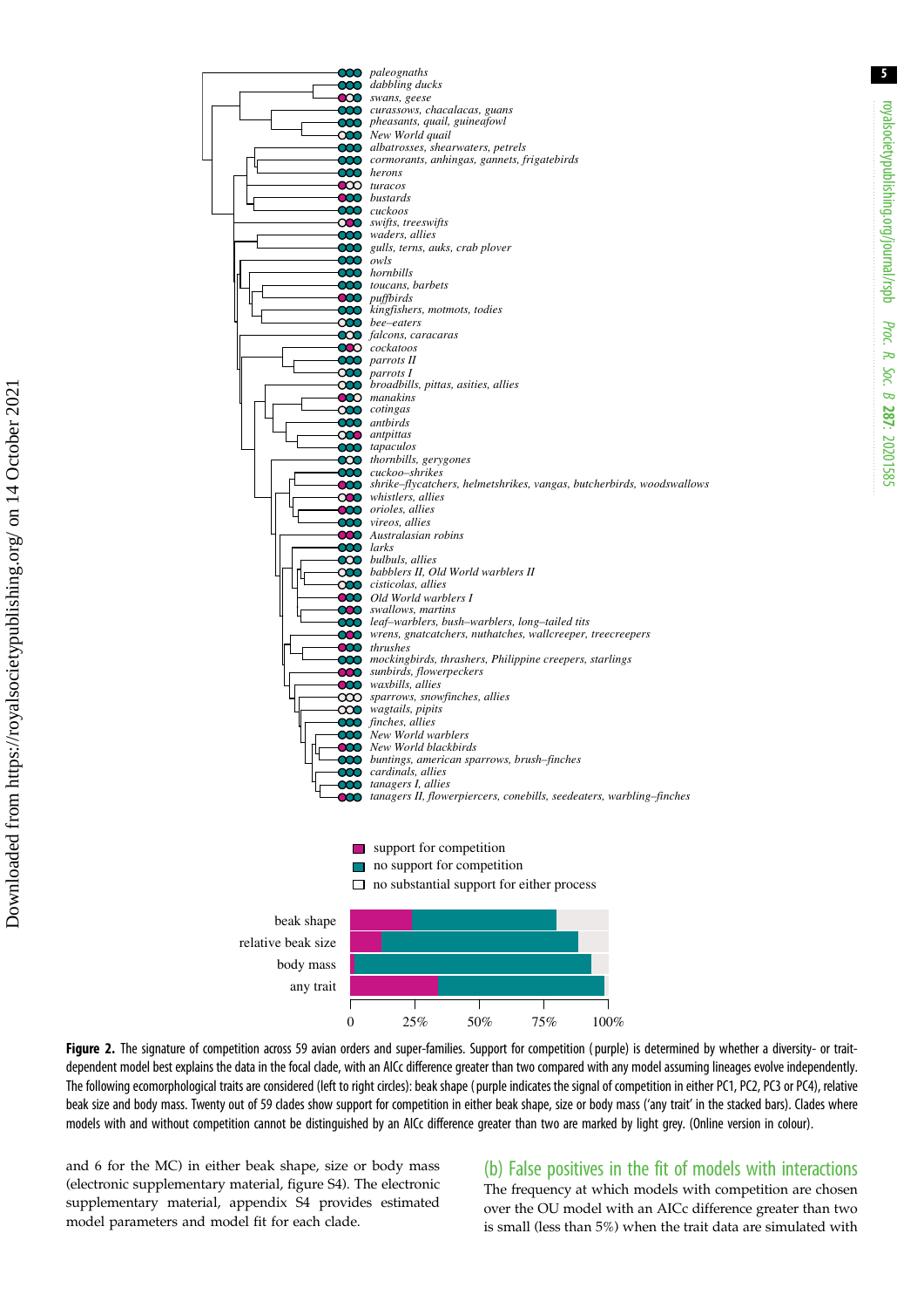**Figure 2.** The signature of competition across 59 avian orders and super-families. Support for competition (purple) is determined by whether a diversity- or trait-dependent model best explains the data in the focal clade, with an AICc difference greater than two compared with any model assuming lineages evolve independently. The following ecomorphological traits are considered (left to right circles): beak shape (purple indicates the signal of competition in either PC1, PC2, PC3 or PC4), relative beak size and body mass. Twenty out of 59 clades show support for competition in either beak shape, size or body mass ('any trait' in the stacked bars). Clades where models with and without competition cannot be distinguished by an AICc difference greater than two are marked by light grey. (Online version in colour).

and 6 for the MC) in either beak shape, size or body mass (electronic supplementary material, figure S4). The electronic supplementary material, appendix S4 provides estimated model parameters and model fit for each clade.

## (b) False positives in the fit of models with interactions

The frequency at which models with competition are chosen over the OU model with an AICc difference greater than two is small (less than 5%) when the trait data are simulated with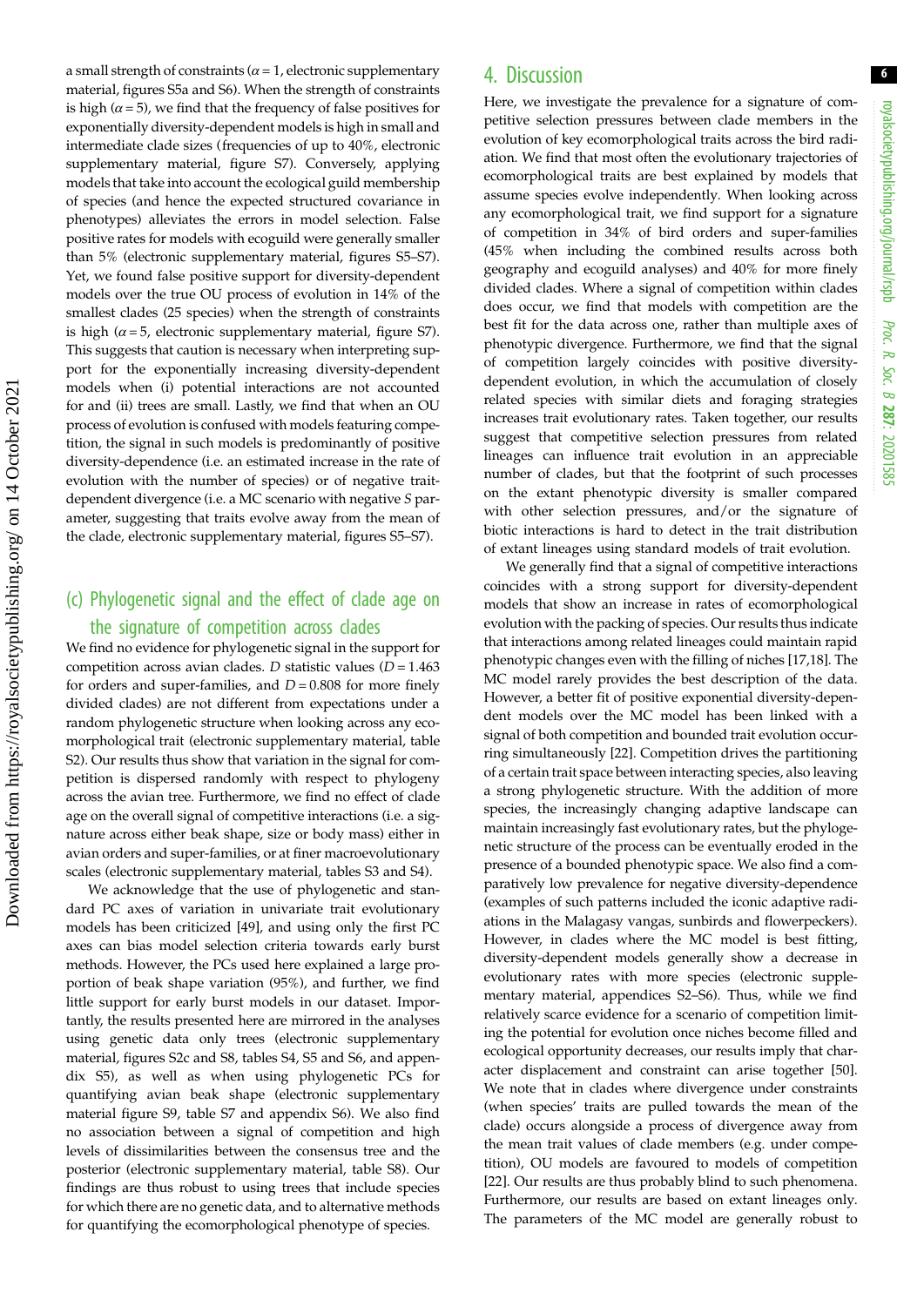a small strength of constraints ($\alpha = 1$, electronic supplementary material, figures S5a and S6). When the strength of constraints is high ($\alpha = 5$), we find that the frequency of false positives for exponentially diversity-dependent models is high in small and intermediate clade sizes (frequencies of up to 40%, electronic supplementary material, figure S7). Conversely, applying models that take into account the ecological guild membership of species (and hence the expected structured covariance in phenotypes) alleviates the errors in model selection. False positive rates for models with ecoguild were generally smaller than 5% (electronic supplementary material, figures S5–S7). Yet, we found false positive support for diversity-dependent models over the true OU process of evolution in 14% of the smallest clades (25 species) when the strength of constraints is high ($\alpha = 5$, electronic supplementary material, figure S7). This suggests that caution is necessary when interpreting support for the exponentially increasing diversity-dependent models when (i) potential interactions are not accounted for and (ii) trees are small. Lastly, we find that when an OU process of evolution is confused with models featuring competition, the signal in such models is predominantly of positive diversity-dependence (i.e. an estimated increase in the rate of evolution with the number of species) or of negative trait-dependent divergence (i.e. a MC scenario with negative $S$ parameter, suggesting that traits evolve away from the mean of the clade, electronic supplementary material, figures S5–S7).

### (c) Phylogenetic signal and the effect of clade age on the signature of competition across clades

We find no evidence for phylogenetic signal in the support for competition across avian clades. $D$ statistic values ($D = 1.463$ for orders and super-families, and $D = 0.808$ for more finely divided clades) are not different from expectations under a random phylogenetic structure when looking across any ecomorphological trait (electronic supplementary material, table S2). Our results thus show that variation in the signal for competition is dispersed randomly with respect to phylogeny across the avian tree. Furthermore, we find no effect of clade age on the overall signal of competitive interactions (i.e. a signature across either beak shape, size or body mass) either in avian orders and super-families, or at finer macroevolutionary scales (electronic supplementary material, tables S3 and S4).

We acknowledge that the use of phylogenetic and standard PC axes of variation in univariate trait evolutionary models has been criticized [49], and using only the first PC axes can bias model selection criteria towards early burst methods. However, the PCs used here explained a large proportion of beak shape variation (95%), and further, we find little support for early burst models in our dataset. Importantly, the results presented here are mirrored in the analyses using genetic data only trees (electronic supplementary material, figures S2c and S8, tables S4, S5 and S6, and appendix S5), as well as when using phylogenetic PCs for quantifying avian beak shape (electronic supplementary material figure S9, table S7 and appendix S6). We also find no association between a signal of competition and high levels of dissimilarities between the consensus tree and the posterior (electronic supplementary material, table S8). Our findings are thus robust to using trees that include species for which there are no genetic data, and to alternative methods for quantifying the ecomorphological phenotype of species.

## 4. Discussion

Here, we investigate the prevalence for a signature of competitive selection pressures between clade members in the evolution of key ecomorphological traits across the bird radiation. We find that most often the evolutionary trajectories of ecomorphological traits are best explained by models that assume species evolve independently. When looking across any ecomorphological trait, we find support for a signature of competition in 34% of bird orders and super-families (45% when including the combined results across both geography and ecoguild analyses) and 40% for more finely divided clades. Where a signal of competition within clades does occur, we find that models with competition are the best fit for the data across one, rather than multiple axes of phenotypic divergence. Furthermore, we find that the signal of competition largely coincides with positive diversity-dependent evolution, in which the accumulation of closely related species with similar diets and foraging strategies increases trait evolutionary rates. Taken together, our results suggest that competitive selection pressures from related lineages can influence trait evolution in an appreciable number of clades, but that the footprint of such processes on the extant phenotypic diversity is smaller compared with other selection pressures, and/or the signature of biotic interactions is hard to detect in the trait distribution of extant lineages using standard models of trait evolution.

We generally find that a signal of competitive interactions coincides with a strong support for diversity-dependent models that show an increase in rates of ecomorphological evolution with the packing of species. Our results thus indicate that interactions among related lineages could maintain rapid phenotypic changes even with the filling of niches [17,18]. The MC model rarely provides the best description of the data. However, a better fit of positive exponential diversity-dependent models over the MC model has been linked with a signal of both competition and bounded trait evolution occurring simultaneously [22]. Competition drives the partitioning of a certain trait space between interacting species, also leaving a strong phylogenetic structure. With the addition of more species, the increasingly changing adaptive landscape can maintain increasingly fast evolutionary rates, but the phylogenetic structure of the process can be eventually eroded in the presence of a bounded phenotypic space. We also find a comparatively low prevalence for negative diversity-dependence (examples of such patterns included the iconic adaptive radiations in the Malagasy vangas, sunbirds and flowerpeckers). However, in clades where the MC model is best fitting, diversity-dependent models generally show a decrease in evolutionary rates with more species (electronic supplementary material, appendices S2–S6). Thus, while we find relatively scarce evidence for a scenario of competition limiting the potential for evolution once niches become filled and ecological opportunity decreases, our results imply that character displacement and constraint can arise together [50]. We note that in clades where divergence under constraints (when species' traits are pulled towards the mean of the clade) occurs alongside a process of divergence away from the mean trait values of clade members (e.g. under competition), OU models are favoured to models of competition [22]. Our results are thus probably blind to such phenomena. Furthermore, our results are based on extant lineages only. The parameters of the MC model are generally robust to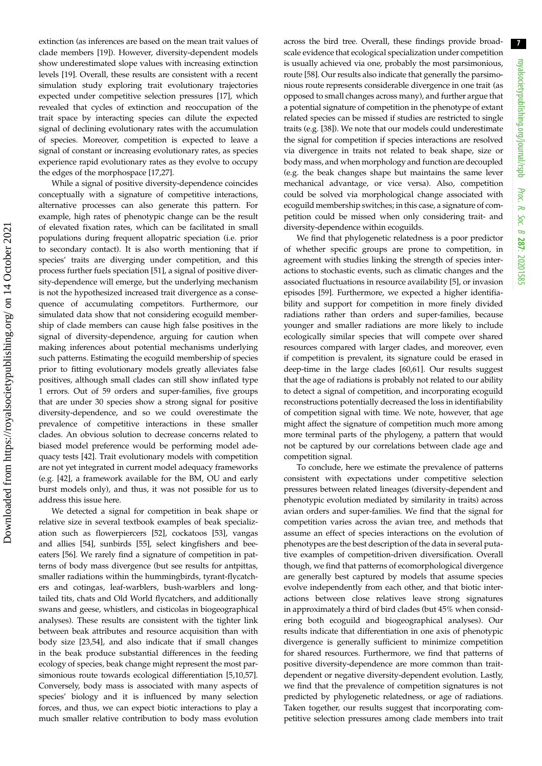extinction (as inferences are based on the mean trait values of clade members [19]). However, diversity-dependent models show underestimated slope values with increasing extinction levels [19]. Overall, these results are consistent with a recent simulation study exploring trait evolutionary trajectories expected under competitive selection pressures [17], which revealed that cycles of extinction and reoccupation of the trait space by interacting species can dilute the expected signal of declining evolutionary rates with the accumulation of species. Moreover, competition is expected to leave a signal of constant or increasing evolutionary rates, as species experience rapid evolutionary rates as they evolve to occupy the edges of the morphospace [17,27].

While a signal of positive diversity-dependence coincides conceptually with a signature of competitive interactions, alternative processes can also generate this pattern. For example, high rates of phenotypic change can be the result of elevated fixation rates, which can be facilitated in small populations during frequent allopatric speciation (i.e. prior to secondary contact). It is also worth mentioning that if species' traits are diverging under competition, and this process further fuels speciation [51], a signal of positive diversity-dependence will emerge, but the underlying mechanism is not the hypothesized increased trait divergence as a consequence of accumulating competitors. Furthermore, our simulated data show that not considering ecoguild membership of clade members can cause high false positives in the signal of diversity-dependence, arguing for caution when making inferences about potential mechanisms underlying such patterns. Estimating the ecoguild membership of species prior to fitting evolutionary models greatly alleviates false positives, although small clades can still show inflated type 1 errors. Out of 59 orders and super-families, five groups that are under 30 species show a strong signal for positive diversity-dependence, and so we could overestimate the prevalence of competitive interactions in these smaller clades. An obvious solution to decrease concerns related to biased model preference would be performing model adequacy tests [42]. Trait evolutionary models with competition are not yet integrated in current model adequacy frameworks (e.g. [42], a framework available for the BM, OU and early burst models only), and thus, it was not possible for us to address this issue here.

We detected a signal for competition in beak shape or relative size in several textbook examples of beak specialization such as flowerpiercers [52], cockatoos [53], vangas and allies [54], sunbirds [55], select kingfishers and bee-eaters [56]. We rarely find a signature of competition in patterns of body mass divergence (but see results for antpittas, smaller radiations within the hummingbirds, tyrant-flycatchers and cotingas, leaf-warblers, bush-warblers and long-tailed tits, chats and Old World flycatchers, and additionally swans and geese, whistlers, and cisticolas in biogeographical analyses). These results are consistent with the tighter link between beak attributes and resource acquisition than with body size [23,54], and also indicate that if small changes in the beak produce substantial differences in the feeding ecology of species, beak change might represent the most parsimonious route towards ecological differentiation [5,10,57]. Conversely, body mass is associated with many aspects of species' biology and it is influenced by many selection forces, and thus, we can expect biotic interactions to play a much smaller relative contribution to body mass evolution across the bird tree. Overall, these findings provide broad-scale evidence that ecological specialization under competition is usually achieved via one, probably the most parsimonious, route [58]. Our results also indicate that generally the parsimonious route represents considerable divergence in one trait (as opposed to small changes across many), and further argue that a potential signature of competition in the phenotype of extant related species can be missed if studies are restricted to single traits (e.g. [38]). We note that our models could underestimate the signal for competition if species interactions are resolved via divergence in traits not related to beak shape, size or body mass, and when morphology and function are decoupled (e.g. the beak changes shape but maintains the same lever mechanical advantage, or vice versa). Also, competition could be solved via morphological change associated with ecoguild membership switches; in this case, a signature of competition could be missed when only considering trait- and diversity-dependence within ecoguilds.

We find that phylogenetic relatedness is a poor predictor of whether specific groups are prone to competition, in agreement with studies linking the strength of species interactions to stochastic events, such as climatic changes and the associated fluctuations in resource availability [5], or invasion episodes [59]. Furthermore, we expected a higher identifiability and support for competition in more finely divided radiations rather than orders and super-families, because younger and smaller radiations are more likely to include ecologically similar species that will compete over shared resources compared with larger clades, and moreover, even if competition is prevalent, its signature could be erased in deep-time in the large clades [60,61]. Our results suggest that the age of radiations is probably not related to our ability to detect a signal of competition, and incorporating ecoguild reconstructions potentially decreased the loss in identifiability of competition signal with time. We note, however, that age might affect the signature of competition much more among more terminal parts of the phylogeny, a pattern that would not be captured by our correlations between clade age and competition signal.

To conclude, here we estimate the prevalence of patterns consistent with expectations under competitive selection pressures between related lineages (diversity-dependent and phenotypic evolution mediated by similarity in traits) across avian orders and super-families. We find that the signal for competition varies across the avian tree, and methods that assume an effect of species interactions on the evolution of phenotypes are the best description of the data in several putative examples of competition-driven diversification. Overall though, we find that patterns of ecomorphological divergence are generally best captured by models that assume species evolve independently from each other, and that biotic interactions between close relatives leave strong signatures in approximately a third of bird clades (but 45% when considering both ecoguild and biogeographical analyses). Our results indicate that differentiation in one axis of phenotypic divergence is generally sufficient to minimize competition for shared resources. Furthermore, we find that patterns of positive diversity-dependence are more common than trait-dependent or negative diversity-dependent evolution. Lastly, we find that the prevalence of competition signatures is not predicted by phylogenetic relatedness, or age of radiations. Taken together, our results suggest that incorporating competitive selection pressures among clade members into trait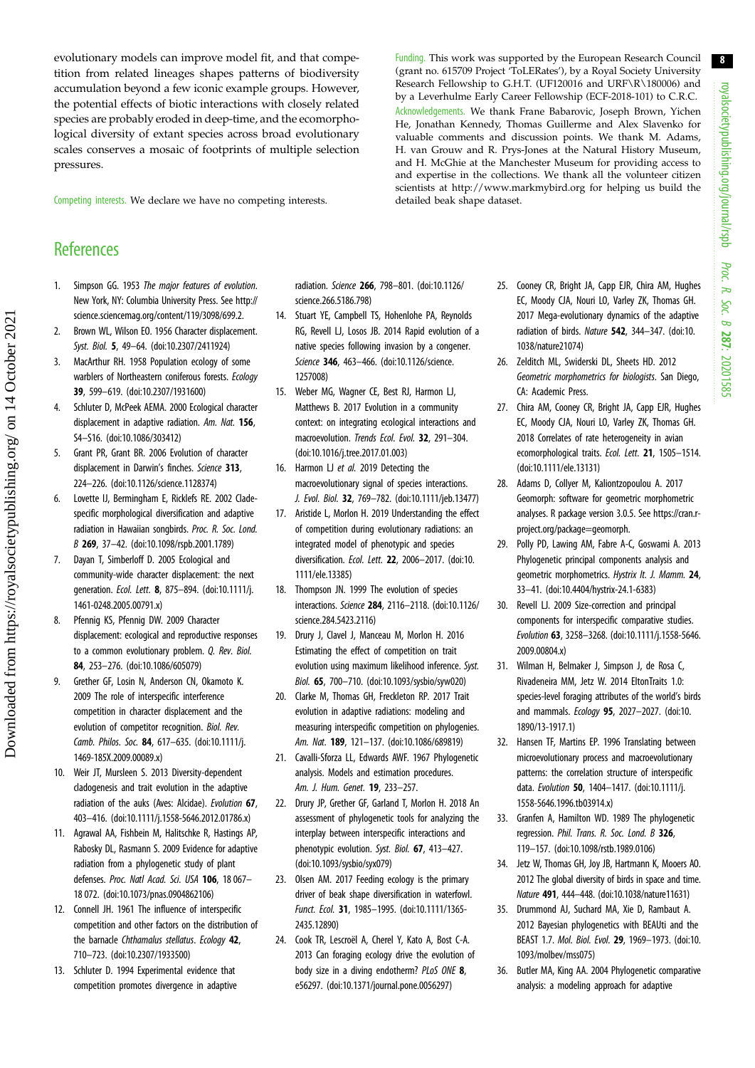evolutionary models can improve model fit, and that competition from related lineages shapes patterns of biodiversity accumulation beyond a few iconic example groups. However, the potential effects of biotic interactions with closely related species are probably eroded in deep-time, and the ecomorphological diversity of extant species across broad evolutionary scales conserves a mosaic of footprints of multiple selection pressures.

Competing interests. We declare we have no competing interests.

Funding. This work was supported by the European Research Council (grant no. 615709 Project 'ToLERates'), by a Royal Society University Research Fellowship to G.H.T. (UF120016 and URF\R\180006) and by a Leverhulme Early Career Fellowship (ECF-2018-101) to C.R.C.

Acknowledgements. We thank Frane Babarovic, Joseph Brown, Yichen He, Jonathan Kennedy, Thomas Guillerme and Alex Slavenko for valuable comments and discussion points. We thank M. Adams, H. van Grouw and R. Prys-Jones at the Natural History Museum, and H. McGhie at the Manchester Museum for providing access to and expertise in the collections. We thank all the volunteer citizen scientists at http://www.markmybird.org for helping us build the detailed beak shape dataset.

## References

1. Simpson GG. 1953 *The major features of evolution*. New York, NY: Columbia University Press. See http://science.sciencemag.org/content/119/3098/699.2.
2. Brown WL, Wilson EO. 1956 Character displacement. *Syst. Biol.* **5**, 49–64. (doi:10.2307/2411924)
3. MacArthur RH. 1958 Population ecology of some warblers of Northeastern coniferous forests. *Ecology* **39**, 599–619. (doi:10.2307/1931600)
4. Schluter D, McPeek AEMA. 2000 Ecological character displacement in adaptive radiation. *Am. Nat.* **156**, S4–S16. (doi:10.1086/303412)
5. Grant PR, Grant BR. 2006 Evolution of character displacement in Darwin's finches. *Science* **313**, 224–226. (doi:10.1126/science.1128374)
6. Lovette IJ, Bermingham E, Ricklefs RE. 2002 Clade-specific morphological diversification and adaptive radiation in Hawaiian songbirds. *Proc. R. Soc. Lond. B* **269**, 37–42. (doi:10.1098/rspb.2001.1789)
7. Dayan T, Simberloff D. 2005 Ecological and community-wide character displacement: the next generation. *Ecol. Lett.* **8**, 875–894. (doi:10.1111/j.1461-0248.2005.00791.x)
8. Pfennig KS, Pfennig DW. 2009 Character displacement: ecological and reproductive responses to a common evolutionary problem. *Q. Rev. Biol.* **84**, 253–276. (doi:10.1086/605079)
9. Grether GF, Losin N, Anderson CN, Okamoto K. 2009 The role of interspecific interference competition in character displacement and the evolution of competitor recognition. *Biol. Rev. Camb. Philos. Soc.* **84**, 617–635. (doi:10.1111/j.1469-185X.2009.00089.x)
10. Weir JT, Mursleen S. 2013 Diversity-dependent cladogenesis and trait evolution in the adaptive radiation of the auks (Aves: Alcidae). *Evolution* **67**, 403–416. (doi:10.1111/j.1558-5646.2012.01786.x)
11. Agrawal AA, Fishbein M, Halitschke R, Hastings AP, Rabosky DL, Rasmann S. 2009 Evidence for adaptive radiation from a phylogenetic study of plant defenses. *Proc. Natl Acad. Sci. USA* **106**, 18 067–18 072. (doi:10.1073/pnas.0904862106)
12. Connell JH. 1961 The influence of interspecific competition and other factors on the distribution of the barnacle *Chthamalus stellatus*. *Ecology* **42**, 710–723. (doi:10.2307/1933500)
13. Schluter D. 1994 Experimental evidence that competition promotes divergence in adaptive radiation. *Science* **266**, 798–801. (doi:10.1126/science.266.5186.798)
14. Stuart YE, Campbell TS, Hohenlohe PA, Reynolds RG, Revell LJ, Losos JB. 2014 Rapid evolution of a native species following invasion by a congener. *Science* **346**, 463–466. (doi:10.1126/science.1257008)
15. Weber MG, Wagner CE, Best RJ, Harmon LJ, Matthews B. 2017 Evolution in a community context: on integrating ecological interactions and macroevolution. *Trends Ecol. Evol.* **32**, 291–304. (doi:10.1016/j.tree.2017.01.003)
16. Harmon LJ *et al.* 2019 Detecting the macroevolutionary signal of species interactions. *J. Evol. Biol.* **32**, 769–782. (doi:10.1111/jeb.13477)
17. Aristide L, Morlon H. 2019 Understanding the effect of competition during evolutionary radiations: an integrated model of phenotypic and species diversification. *Ecol. Lett.* **22**, 2006–2017. (doi:10.1111/ele.13385)
18. Thompson JN. 1999 The evolution of species interactions. *Science* **284**, 2116–2118. (doi:10.1126/science.284.5423.2116)
19. Drury J, Clavel J, Manceau M, Morlon H. 2016 Estimating the effect of competition on trait evolution using maximum likelihood inference. *Syst. Biol.* **65**, 700–710. (doi:10.1093/sysbio/syw020)
20. Clarke M, Thomas GH, Freckleton RP. 2017 Trait evolution in adaptive radiations: modeling and measuring interspecific competition on phylogenies. *Am. Nat.* **189**, 121–137. (doi:10.1086/689819)
21. Cavalli-Sforza LL, Edwards AWF. 1967 Phylogenetic analysis. Models and estimation procedures. *Am. J. Hum. Genet.* **19**, 233–257.
22. Drury JP, Grether GF, Garland T, Morlon H. 2018 An assessment of phylogenetic tools for analyzing the interplay between interspecific interactions and phenotypic evolution. *Syst. Biol.* **67**, 413–427. (doi:10.1093/sysbio/syx079)
23. Olsen AM. 2017 Feeding ecology is the primary driver of beak shape diversification in waterfowl. *Funct. Ecol.* **31**, 1985–1995. (doi:10.1111/1365-2435.12890)
24. Cook TR, Lescroël A, Cherel Y, Kato A, Bost C-A. 2013 Can foraging ecology drive the evolution of body size in a diving endotherm? *PLoS ONE* **8**, e56297. (doi:10.1371/journal.pone.0056297)
25. Cooney CR, Bright JA, Capp EJR, Chira AM, Hughes EC, Moody CJA, Nouri LO, Varley ZK, Thomas GH. 2017 Mega-evolutionary dynamics of the adaptive radiation of birds. *Nature* **542**, 344–347. (doi:10.1038/nature21074)
26. Zelditch ML, Swiderski DL, Sheets HD. 2012 *Geometric morphometrics for biologists*. San Diego, CA: Academic Press.
27. Chira AM, Cooney CR, Bright JA, Capp EJR, Hughes EC, Moody CJA, Nouri LO, Varley ZK, Thomas GH. 2018 Correlates of rate heterogeneity in avian ecomorphological traits. *Ecol. Lett.* **21**, 1505–1514. (doi:10.1111/ele.13131)
28. Adams D, Collyer M, Kaliontzopoulou A. 2017 Geomorph: software for geometric morphometric analyses. R package version 3.0.5. See https://cran.r-project.org/package=geomorph.
29. Polly PD, Lawing AM, Fabre A-C, Goswami A. 2013 Phylogenetic principal components analysis and geometric morphometrics. *Hystrix It. J. Mamm.* **24**, 33–41. (doi:10.4404/hystrix-24.1-6383)
30. Revell LJ. 2009 Size-correction and principal components for interspecific comparative studies. *Evolution* **63**, 3258–3268. (doi:10.1111/j.1558-5646.2009.00804.x)
31. Wilman H, Belmaker J, Simpson J, de Rosa C, Rivadeneira MM, Jetz W. 2014 EltonTraits 1.0: species-level foraging attributes of the world's birds and mammals. *Ecology* **95**, 2027–2027. (doi:10.1890/13-1917.1)
32. Hansen TF, Martins EP. 1996 Translating between microevolutionary process and macroevolutionary patterns: the correlation structure of interspecific data. *Evolution* **50**, 1404–1417. (doi:10.1111/j.1558-5646.1996.tb03914.x)
33. Granfen A, Hamilton WD. 1989 The phylogenetic regression. *Phil. Trans. R. Soc. Lond. B* **326**, 119–157. (doi:10.1098/rstb.1989.0106)
34. Jetz W, Thomas GH, Joy JB, Hartmann K, Mooers AO. 2012 The global diversity of birds in space and time. *Nature* **491**, 444–448. (doi:10.1038/nature11631)
35. Drummond AJ, Suchard MA, Xie D, Rambaut A. 2012 Bayesian phylogenetics with BEAUti and the BEAST 1.7. *Mol. Biol. Evol.* **29**, 1969–1973. (doi:10.1093/molbev/mss075)
36. Butler MA, King AA. 2004 Phylogenetic comparative analysis: a modeling approach for adaptive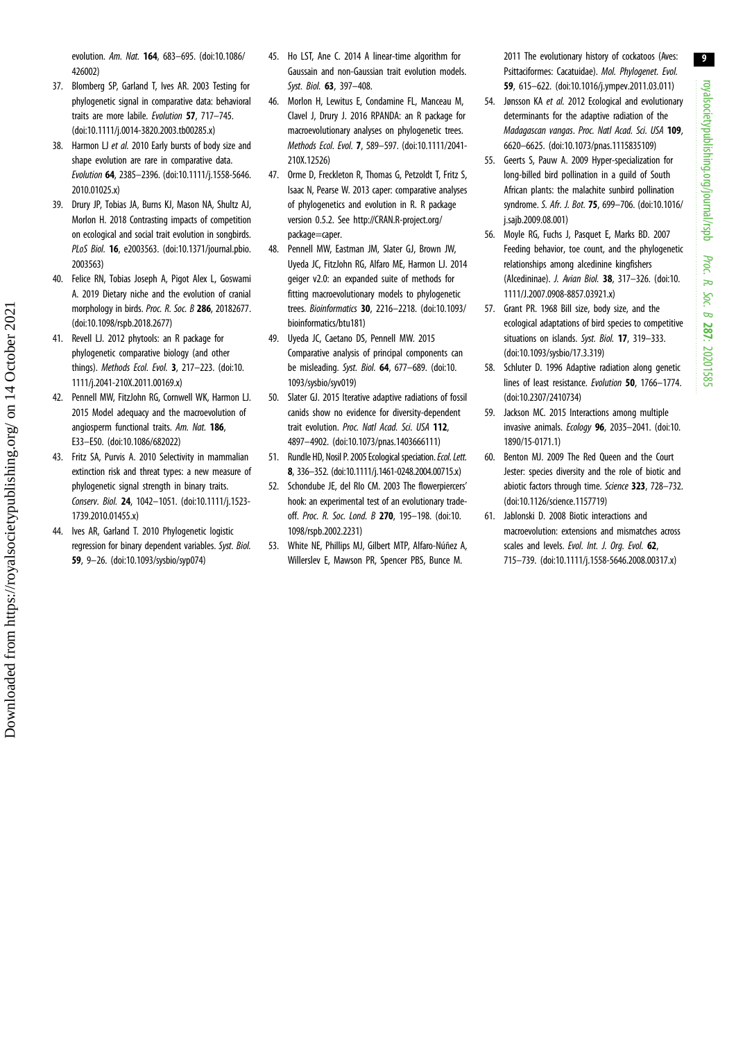evolution. *Am. Nat.* **164**, 683–695. (doi:10.1086/426002)

37. Blomberg SP, Garland T, Ives AR. 2003 Testing for phylogenetic signal in comparative data: behavioral traits are more labile. *Evolution* **57**, 717–745. (doi:10.1111/j.0014-3820.2003.tb00285.x)
38. Harmon LJ *et al.* 2010 Early bursts of body size and shape evolution are rare in comparative data. *Evolution* **64**, 2385–2396. (doi:10.1111/j.1558-5646.2010.01025.x)
39. Drury JP, Tobias JA, Burns KJ, Mason NA, Shultz AJ, Morlon H. 2018 Contrasting impacts of competition on ecological and social trait evolution in songbirds. *PLoS Biol.* **16**, e2003563. (doi:10.1371/journal.pbio.2003563)
40. Felice RN, Tobias Joseph A, Pigot Alex L, Goswami A. 2019 Dietary niche and the evolution of cranial morphology in birds. *Proc. R. Soc. B* **286**, 20182677. (doi:10.1098/rspb.2018.2677)
41. Revell LJ. 2012 phytools: an R package for phylogenetic comparative biology (and other things). *Methods Ecol. Evol.* **3**, 217–223. (doi:10.1111/j.2041-210X.2011.00169.x)
42. Pennell MW, FitzJohn RG, Cornwell WK, Harmon LJ. 2015 Model adequacy and the macroevolution of angiosperm functional traits. *Am. Nat.* **186**, E33–E50. (doi:10.1086/682022)
43. Fritz SA, Purvis A. 2010 Selectivity in mammalian extinction risk and threat types: a new measure of phylogenetic signal strength in binary traits. *Conserv. Biol.* **24**, 1042–1051. (doi:10.1111/j.1523-1739.2010.01455.x)
44. Ives AR, Garland T. 2010 Phylogenetic logistic regression for binary dependent variables. *Syst. Biol.* **59**, 9–26. (doi:10.1093/sysbio/syp074)
45. Ho LST, Ane C. 2014 A linear-time algorithm for Gaussain and non-Gaussian trait evolution models. *Syst. Biol.* **63**, 397–408.
46. Morlon H, Lewitus E, Condamine FL, Manceau M, Clavel J, Drury J. 2016 RPANDA: an R package for macroevolutionary analyses on phylogenetic trees. *Methods Ecol. Evol.* **7**, 589–597. (doi:10.1111/2041-210X.12526)
47. Orme D, Freckleton R, Thomas G, Petzoldt T, Fritz S, Isaac N, Pearse W. 2013 caper: comparative analyses of phylogenetics and evolution in R. R package version 0.5.2. See http://CRAN.R-project.org/package=caper.
48. Pennell MW, Eastman JM, Slater GJ, Brown JW, Uyeda JC, FitzJohn RG, Alfaro ME, Harmon LJ. 2014 geiger v2.0: an expanded suite of methods for fitting macroevolutionary models to phylogenetic trees. *Bioinformatics* **30**, 2216–2218. (doi:10.1093/bioinformatics/btu181)
49. Uyeda JC, Caetano DS, Pennell MW. 2015 Comparative analysis of principal components can be misleading. *Syst. Biol.* **64**, 677–689. (doi:10.1093/sysbio/syv019)
50. Slater GJ. 2015 Iterative adaptive radiations of fossil canids show no evidence for diversity-dependent trait evolution. *Proc. Natl Acad. Sci. USA* **112**, 4897–4902. (doi:10.1073/pnas.1403666111)
51. Rundle HD, Nosil P. 2005 Ecological speciation. *Ecol. Lett.* **8**, 336–352. (doi:10.1111/j.1461-0248.2004.00715.x)
52. Schondube JE, del Rio CM. 2003 The flowerpiercers' hook: an experimental test of an evolutionary trade-off. *Proc. R. Soc. Lond. B* **270**, 195–198. (doi:10.1098/rspb.2002.2231)
53. White NE, Phillips MJ, Gilbert MTP, Alfaro-Núñez A, Willerslev E, Mawson PR, Spencer PBS, Bunce M. 2011 The evolutionary history of cockatoos (Aves: Psittaciformes: Cacatuidae). *Mol. Phylogenet. Evol.* **59**, 615–622. (doi:10.1016/j.ympev.2011.03.011)
54. Jønsson KA *et al.* 2012 Ecological and evolutionary determinants for the adaptive radiation of the *Madagascan vangas*. *Proc. Natl Acad. Sci. USA* **109**, 6620–6625. (doi:10.1073/pnas.1115835109)
55. Geerts S, Pauw A. 2009 Hyper-specialization for long-billed bird pollination in a guild of South African plants: the malachite sunbird pollination syndrome. *S. Afr. J. Bot.* **75**, 699–706. (doi:10.1016/j.sajb.2009.08.001)
56. Moyle RG, Fuchs J, Pasquet E, Marks BD. 2007 Feeding behavior, toe count, and the phylogenetic relationships among alcedinine kingfishers (Alcedininae). *J. Avian Biol.* **38**, 317–326. (doi:10.1111/J.2007.0908-8857.03921.x)
57. Grant PR. 1968 Bill size, body size, and the ecological adaptations of bird species to competitive situations on islands. *Syst. Biol.* **17**, 319–333. (doi:10.1093/sysbio/17.3.319)
58. Schluter D. 1996 Adaptive radiation along genetic lines of least resistance. *Evolution* **50**, 1766–1774. (doi:10.2307/2410734)
59. Jackson MC. 2015 Interactions among multiple invasive animals. *Ecology* **96**, 2035–2041. (doi:10.1890/15-0171.1)
60. Benton MJ. 2009 The Red Queen and the Court Jester: species diversity and the role of biotic and abiotic factors through time. *Science* **323**, 728–732. (doi:10.1126/science.1157719)
61. Jablonski D. 2008 Biotic interactions and macroevolution: extensions and mismatches across scales and levels. *Evol. Int. J. Org. Evol.* **62**, 715–739. (doi:10.1111/j.1558-5646.2008.00317.x)